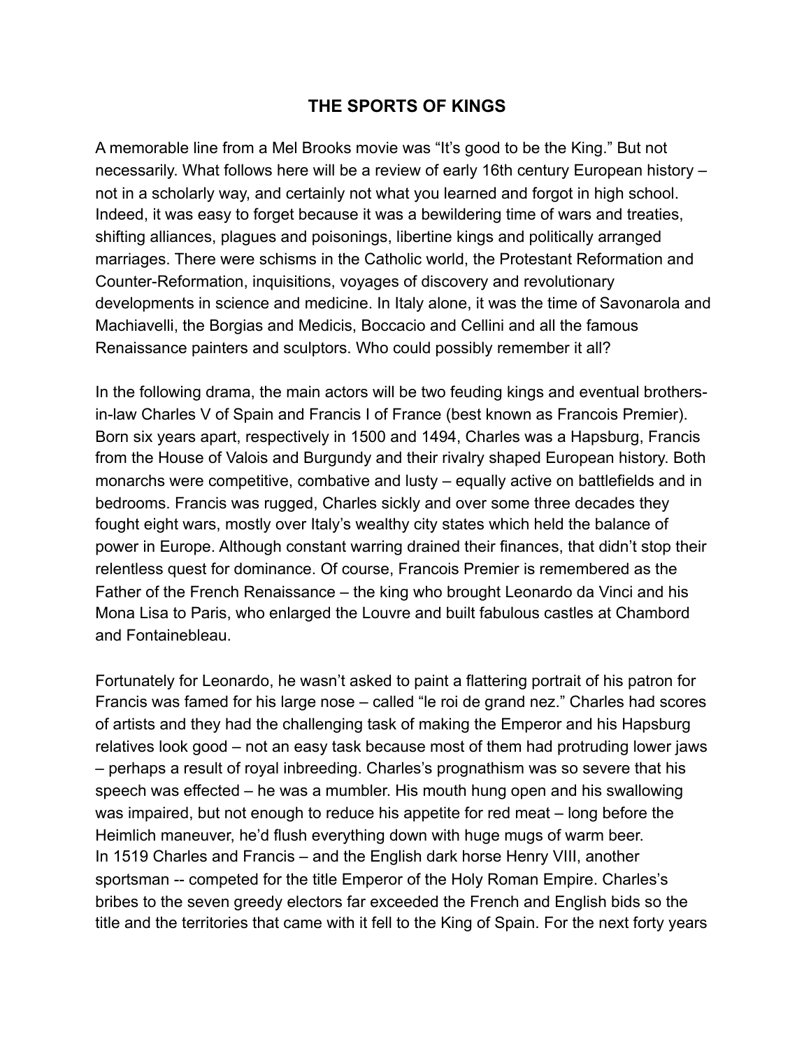# THE SPORTS OF KINGS

A memorable line from a Mel Brooks movie was "It's good to be the King." But not necessarily. What follows here will be a review of early 16th century European history – not in a scholarly way, and certainly not what you learned and forgot in high school. Indeed, it was easy to forget because it was a bewildering time of wars and treaties, shifting alliances, plagues and poisonings, libertine kings and politically arranged marriages. There were schisms in the Catholic world, the Protestant Reformation and Counter-Reformation, inquisitions, voyages of discovery and revolutionary developments in science and medicine. In Italy alone, it was the time of Savonarola and Machiavelli, the Borgias and Medicis, Boccacio and Cellini and all the famous Renaissance painters and sculptors. Who could possibly remember it all?

In the following drama, the main actors will be two feuding kings and eventual brothers-in-law Charles V of Spain and Francis I of France (best known as Francois Premier). Born six years apart, respectively in 1500 and 1494, Charles was a Hapsburg, Francis from the House of Valois and Burgundy and their rivalry shaped European history. Both monarchs were competitive, combative and lusty – equally active on battlefields and in bedrooms. Francis was rugged, Charles sickly and over some three decades they fought eight wars, mostly over Italy's wealthy city states which held the balance of power in Europe. Although constant warring drained their finances, that didn't stop their relentless quest for dominance. Of course, Francois Premier is remembered as the Father of the French Renaissance – the king who brought Leonardo da Vinci and his Mona Lisa to Paris, who enlarged the Louvre and built fabulous castles at Chambord and Fontainebleau.

Fortunately for Leonardo, he wasn't asked to paint a flattering portrait of his patron for Francis was famed for his large nose – called "le roi de grand nez." Charles had scores of artists and they had the challenging task of making the Emperor and his Hapsburg relatives look good – not an easy task because most of them had protruding lower jaws – perhaps a result of royal inbreeding. Charles's prognathism was so severe that his speech was effected – he was a mumbler. His mouth hung open and his swallowing was impaired, but not enough to reduce his appetite for red meat – long before the Heimlich maneuver, he'd flush everything down with huge mugs of warm beer.
In 1519 Charles and Francis – and the English dark horse Henry VIII, another sportsman -- competed for the title Emperor of the Holy Roman Empire. Charles's bribes to the seven greedy electors far exceeded the French and English bids so the title and the territories that came with it fell to the King of Spain. For the next forty years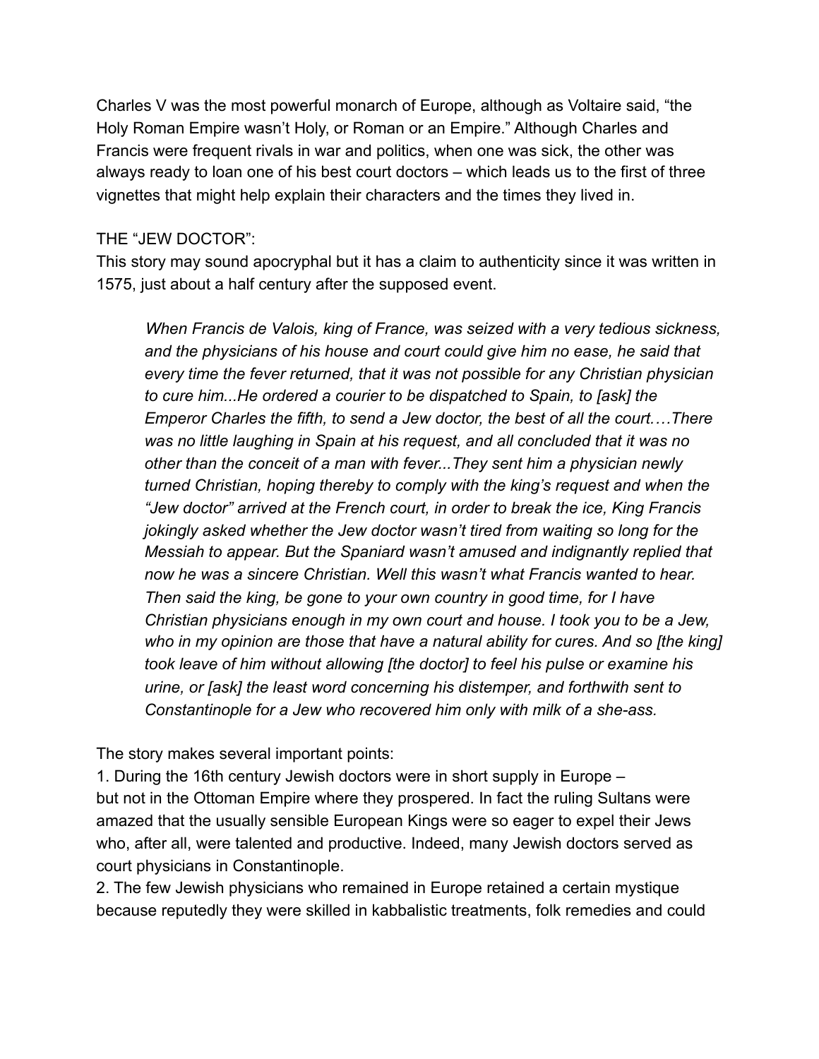Charles V was the most powerful monarch of Europe, although as Voltaire said, "the Holy Roman Empire wasn't Holy, or Roman or an Empire." Although Charles and Francis were frequent rivals in war and politics, when one was sick, the other was always ready to loan one of his best court doctors – which leads us to the first of three vignettes that might help explain their characters and the times they lived in.

THE "JEW DOCTOR":

This story may sound apocryphal but it has a claim to authenticity since it was written in 1575, just about a half century after the supposed event.

> *When Francis de Valois, king of France, was seized with a very tedious sickness, and the physicians of his house and court could give him no ease, he said that every time the fever returned, that it was not possible for any Christian physician to cure him...He ordered a courier to be dispatched to Spain, to [ask] the Emperor Charles the fifth, to send a Jew doctor, the best of all the court.…There was no little laughing in Spain at his request, and all concluded that it was no other than the conceit of a man with fever...They sent him a physician newly turned Christian, hoping thereby to comply with the king's request and when the "Jew doctor" arrived at the French court, in order to break the ice, King Francis jokingly asked whether the Jew doctor wasn't tired from waiting so long for the Messiah to appear. But the Spaniard wasn't amused and indignantly replied that now he was a sincere Christian. Well this wasn't what Francis wanted to hear. Then said the king, be gone to your own country in good time, for I have Christian physicians enough in my own court and house. I took you to be a Jew, who in my opinion are those that have a natural ability for cures. And so [the king] took leave of him without allowing [the doctor] to feel his pulse or examine his urine, or [ask] the least word concerning his distemper, and forthwith sent to Constantinople for a Jew who recovered him only with milk of a she-ass.*

The story makes several important points:

1. During the 16th century Jewish doctors were in short supply in Europe – but not in the Ottoman Empire where they prospered. In fact the ruling Sultans were amazed that the usually sensible European Kings were so eager to expel their Jews who, after all, were talented and productive. Indeed, many Jewish doctors served as court physicians in Constantinople.
2. The few Jewish physicians who remained in Europe retained a certain mystique because reputedly they were skilled in kabbalistic treatments, folk remedies and could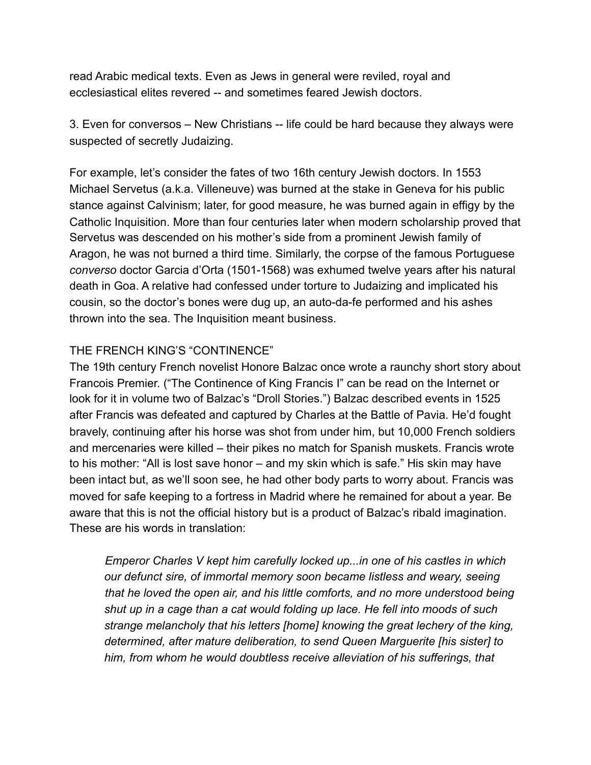read Arabic medical texts. Even as Jews in general were reviled, royal and ecclesiastical elites revered -- and sometimes feared Jewish doctors.

3. Even for conversos – New Christians -- life could be hard because they always were suspected of secretly Judaizing.

For example, let's consider the fates of two 16th century Jewish doctors. In 1553 Michael Servetus (a.k.a. Villeneuve) was burned at the stake in Geneva for his public stance against Calvinism; later, for good measure, he was burned again in effigy by the Catholic Inquisition. More than four centuries later when modern scholarship proved that Servetus was descended on his mother's side from a prominent Jewish family of Aragon, he was not burned a third time. Similarly, the corpse of the famous Portuguese *converso* doctor Garcia d'Orta (1501-1568) was exhumed twelve years after his natural death in Goa. A relative had confessed under torture to Judaizing and implicated his cousin, so the doctor's bones were dug up, an auto-da-fe performed and his ashes thrown into the sea. The Inquisition meant business.

## THE FRENCH KING'S "CONTINENCE"

The 19th century French novelist Honore Balzac once wrote a raunchy short story about Francois Premier. ("The Continence of King Francis I" can be read on the Internet or look for it in volume two of Balzac's "Droll Stories.") Balzac described events in 1525 after Francis was defeated and captured by Charles at the Battle of Pavia. He'd fought bravely, continuing after his horse was shot from under him, but 10,000 French soldiers and mercenaries were killed – their pikes no match for Spanish muskets. Francis wrote to his mother: "All is lost save honor – and my skin which is safe." His skin may have been intact but, as we'll soon see, he had other body parts to worry about. Francis was moved for safe keeping to a fortress in Madrid where he remained for about a year. Be aware that this is not the official history but is a product of Balzac's ribald imagination. These are his words in translation:

> *Emperor Charles V kept him carefully locked up...in one of his castles in which our defunct sire, of immortal memory soon became listless and weary, seeing that he loved the open air, and his little comforts, and no more understood being shut up in a cage than a cat would folding up lace. He fell into moods of such strange melancholy that his letters [home] knowing the great lechery of the king, determined, after mature deliberation, to send Queen Marguerite [his sister] to him, from whom he would doubtless receive alleviation of his sufferings, that*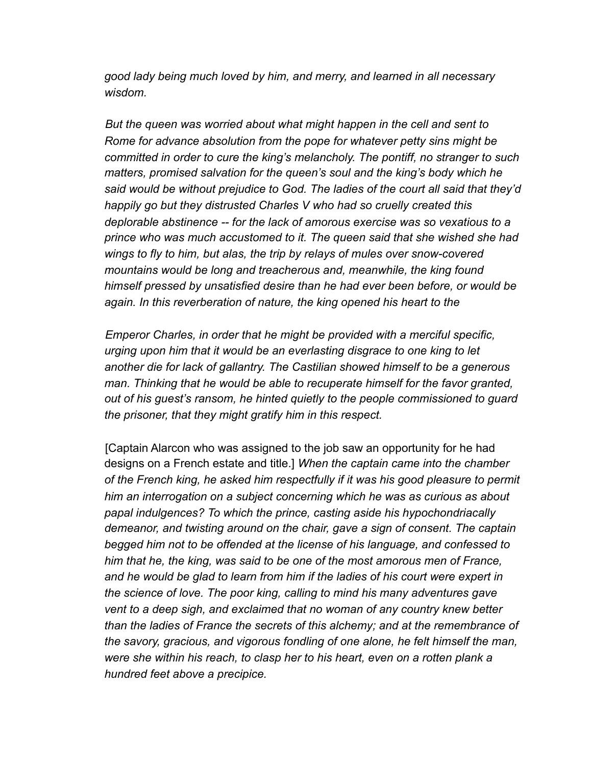*good lady being much loved by him, and merry, and learned in all necessary wisdom.*

*But the queen was worried about what might happen in the cell and sent to Rome for advance absolution from the pope for whatever petty sins might be committed in order to cure the king's melancholy. The pontiff, no stranger to such matters, promised salvation for the queen's soul and the king's body which he said would be without prejudice to God. The ladies of the court all said that they'd happily go but they distrusted Charles V who had so cruelly created this deplorable abstinence -- for the lack of amorous exercise was so vexatious to a prince who was much accustomed to it. The queen said that she wished she had wings to fly to him, but alas, the trip by relays of mules over snow-covered mountains would be long and treacherous and, meanwhile, the king found himself pressed by unsatisfied desire than he had ever been before, or would be again. In this reverberation of nature, the king opened his heart to the*

*Emperor Charles, in order that he might be provided with a merciful specific, urging upon him that it would be an everlasting disgrace to one king to let another die for lack of gallantry. The Castilian showed himself to be a generous man. Thinking that he would be able to recuperate himself for the favor granted, out of his guest's ransom, he hinted quietly to the people commissioned to guard the prisoner, that they might gratify him in this respect.*

[Captain Alarcon who was assigned to the job saw an opportunity for he had designs on a French estate and title.] *When the captain came into the chamber of the French king, he asked him respectfully if it was his good pleasure to permit him an interrogation on a subject concerning which he was as curious as about papal indulgences? To which the prince, casting aside his hypochondriacally demeanor, and twisting around on the chair, gave a sign of consent. The captain begged him not to be offended at the license of his language, and confessed to him that he, the king, was said to be one of the most amorous men of France, and he would be glad to learn from him if the ladies of his court were expert in the science of love. The poor king, calling to mind his many adventures gave vent to a deep sigh, and exclaimed that no woman of any country knew better than the ladies of France the secrets of this alchemy; and at the remembrance of the savory, gracious, and vigorous fondling of one alone, he felt himself the man, were she within his reach, to clasp her to his heart, even on a rotten plank a hundred feet above a precipice.*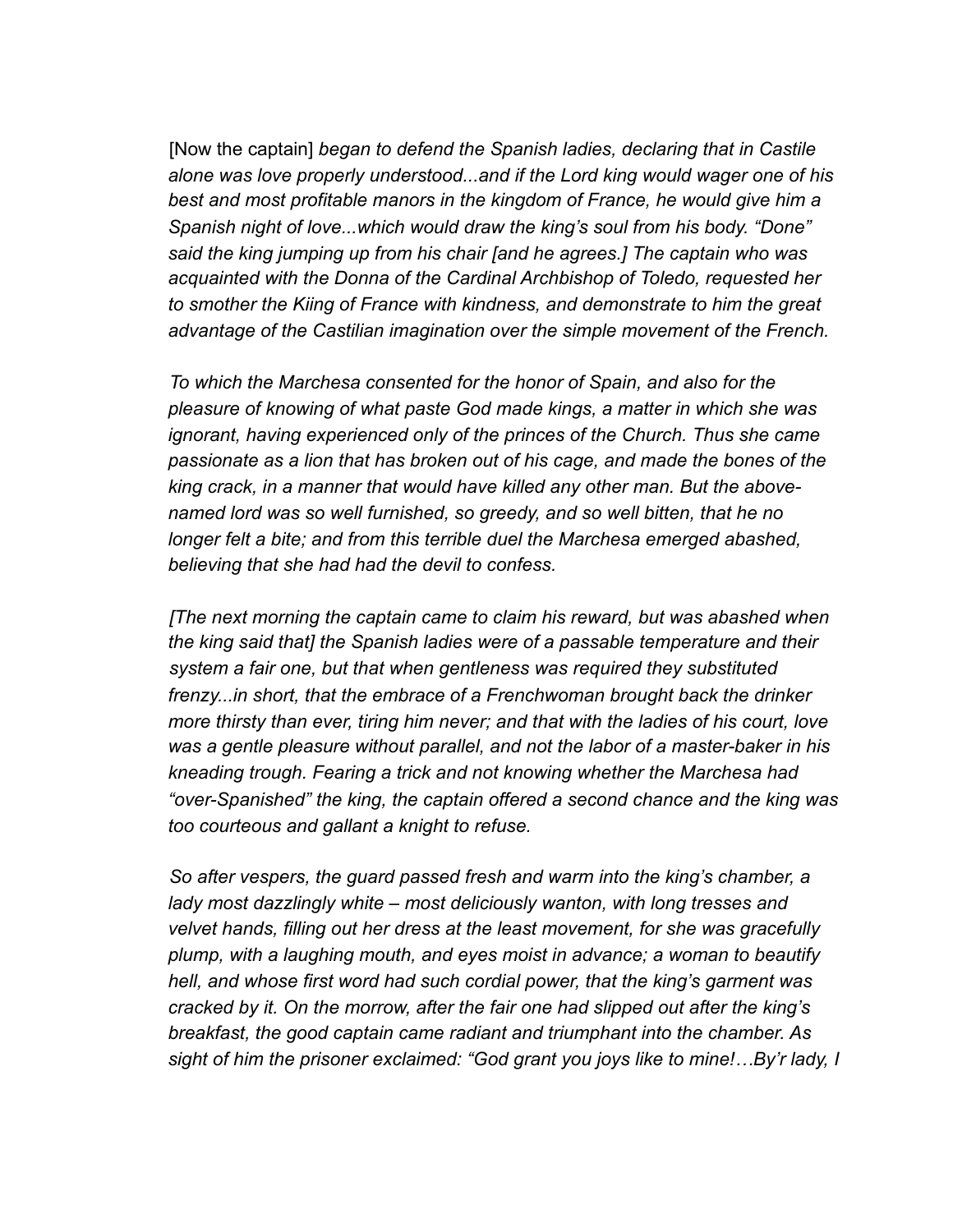[Now the captain] *began to defend the Spanish ladies, declaring that in Castile alone was love properly understood...and if the Lord king would wager one of his best and most profitable manors in the kingdom of France, he would give him a Spanish night of love...which would draw the king's soul from his body. "Done" said the king jumping up from his chair [and he agrees.] The captain who was acquainted with the Donna of the Cardinal Archbishop of Toledo, requested her to smother the Kiing of France with kindness, and demonstrate to him the great advantage of the Castilian imagination over the simple movement of the French.*

*To which the Marchesa consented for the honor of Spain, and also for the pleasure of knowing of what paste God made kings, a matter in which she was ignorant, having experienced only of the princes of the Church. Thus she came passionate as a lion that has broken out of his cage, and made the bones of the king crack, in a manner that would have killed any other man. But the above-named lord was so well furnished, so greedy, and so well bitten, that he no longer felt a bite; and from this terrible duel the Marchesa emerged abashed, believing that she had had the devil to confess.*

*[The next morning the captain came to claim his reward, but was abashed when the king said that] the Spanish ladies were of a passable temperature and their system a fair one, but that when gentleness was required they substituted frenzy...in short, that the embrace of a Frenchwoman brought back the drinker more thirsty than ever, tiring him never; and that with the ladies of his court, love was a gentle pleasure without parallel, and not the labor of a master-baker in his kneading trough. Fearing a trick and not knowing whether the Marchesa had "over-Spanished" the king, the captain offered a second chance and the king was too courteous and gallant a knight to refuse.*

*So after vespers, the guard passed fresh and warm into the king's chamber, a lady most dazzlingly white – most deliciously wanton, with long tresses and velvet hands, filling out her dress at the least movement, for she was gracefully plump, with a laughing mouth, and eyes moist in advance; a woman to beautify hell, and whose first word had such cordial power, that the king's garment was cracked by it. On the morrow, after the fair one had slipped out after the king's breakfast, the good captain came radiant and triumphant into the chamber. As sight of him the prisoner exclaimed: "God grant you joys like to mine!…By'r lady, I*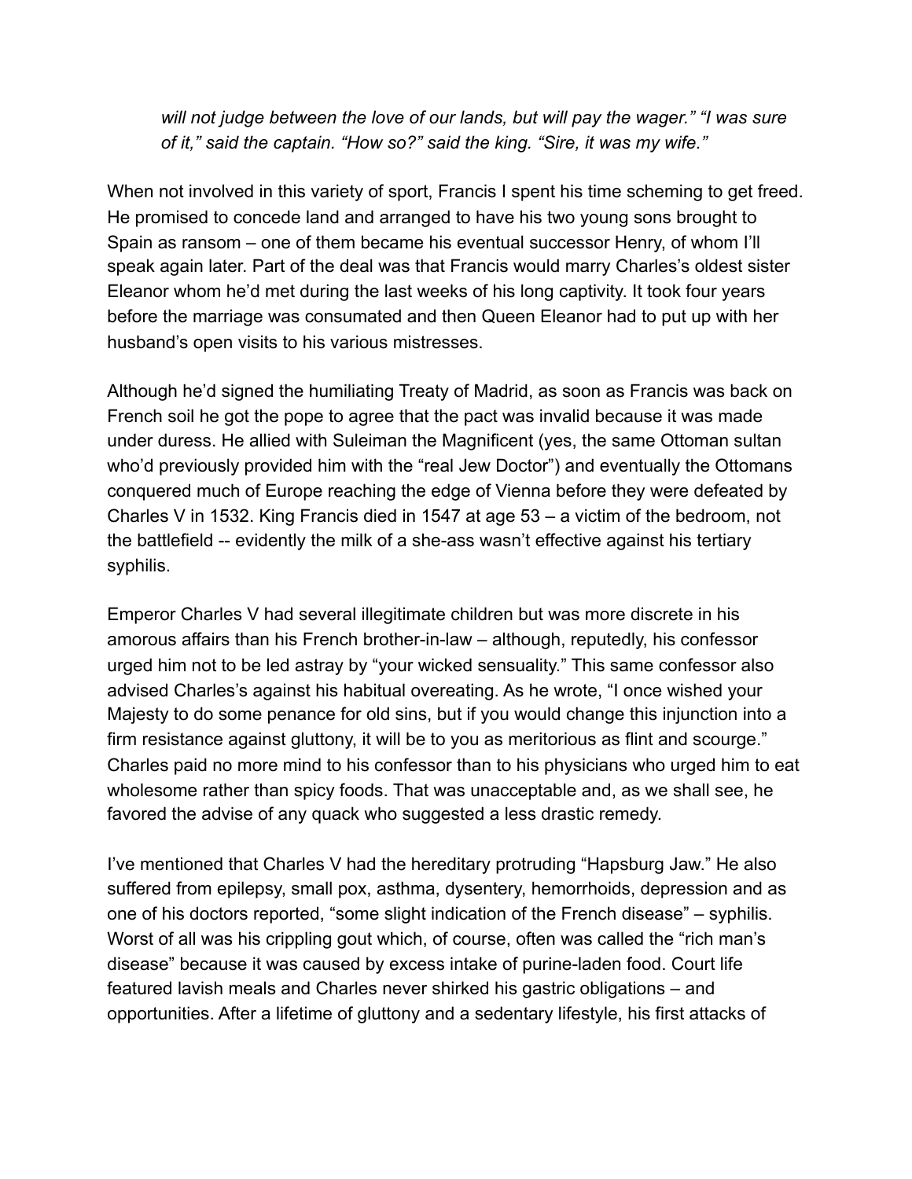*will not judge between the love of our lands, but will pay the wager." "I was sure of it," said the captain. "How so?" said the king. "Sire, it was my wife."*

When not involved in this variety of sport, Francis I spent his time scheming to get freed. He promised to concede land and arranged to have his two young sons brought to Spain as ransom – one of them became his eventual successor Henry, of whom I'll speak again later. Part of the deal was that Francis would marry Charles's oldest sister Eleanor whom he'd met during the last weeks of his long captivity. It took four years before the marriage was consumated and then Queen Eleanor had to put up with her husband's open visits to his various mistresses.

Although he'd signed the humiliating Treaty of Madrid, as soon as Francis was back on French soil he got the pope to agree that the pact was invalid because it was made under duress. He allied with Suleiman the Magnificent (yes, the same Ottoman sultan who'd previously provided him with the "real Jew Doctor") and eventually the Ottomans conquered much of Europe reaching the edge of Vienna before they were defeated by Charles V in 1532. King Francis died in 1547 at age 53 – a victim of the bedroom, not the battlefield -- evidently the milk of a she-ass wasn't effective against his tertiary syphilis.

Emperor Charles V had several illegitimate children but was more discrete in his amorous affairs than his French brother-in-law – although, reputedly, his confessor urged him not to be led astray by "your wicked sensuality." This same confessor also advised Charles's against his habitual overeating. As he wrote, "I once wished your Majesty to do some penance for old sins, but if you would change this injunction into a firm resistance against gluttony, it will be to you as meritorious as flint and scourge." Charles paid no more mind to his confessor than to his physicians who urged him to eat wholesome rather than spicy foods. That was unacceptable and, as we shall see, he favored the advise of any quack who suggested a less drastic remedy.

I've mentioned that Charles V had the hereditary protruding "Hapsburg Jaw." He also suffered from epilepsy, small pox, asthma, dysentery, hemorrhoids, depression and as one of his doctors reported, "some slight indication of the French disease" – syphilis. Worst of all was his crippling gout which, of course, often was called the "rich man's disease" because it was caused by excess intake of purine-laden food. Court life featured lavish meals and Charles never shirked his gastric obligations – and opportunities. After a lifetime of gluttony and a sedentary lifestyle, his first attacks of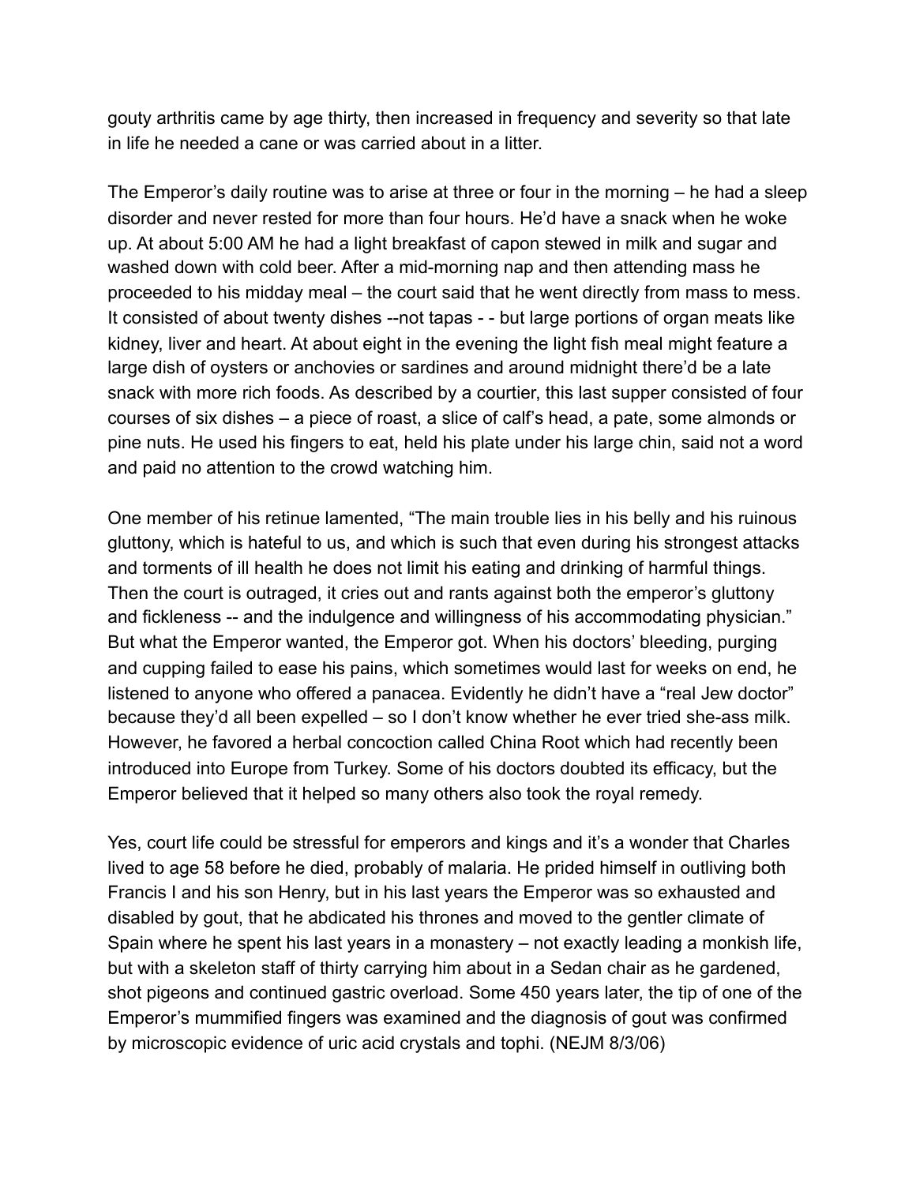gouty arthritis came by age thirty, then increased in frequency and severity so that late in life he needed a cane or was carried about in a litter.

The Emperor's daily routine was to arise at three or four in the morning – he had a sleep disorder and never rested for more than four hours. He'd have a snack when he woke up. At about 5:00 AM he had a light breakfast of capon stewed in milk and sugar and washed down with cold beer. After a mid-morning nap and then attending mass he proceeded to his midday meal – the court said that he went directly from mass to mess. It consisted of about twenty dishes --not tapas - - but large portions of organ meats like kidney, liver and heart. At about eight in the evening the light fish meal might feature a large dish of oysters or anchovies or sardines and around midnight there'd be a late snack with more rich foods. As described by a courtier, this last supper consisted of four courses of six dishes – a piece of roast, a slice of calf's head, a pate, some almonds or pine nuts. He used his fingers to eat, held his plate under his large chin, said not a word and paid no attention to the crowd watching him.

One member of his retinue lamented, "The main trouble lies in his belly and his ruinous gluttony, which is hateful to us, and which is such that even during his strongest attacks and torments of ill health he does not limit his eating and drinking of harmful things. Then the court is outraged, it cries out and rants against both the emperor's gluttony and fickleness -- and the indulgence and willingness of his accommodating physician." But what the Emperor wanted, the Emperor got. When his doctors' bleeding, purging and cupping failed to ease his pains, which sometimes would last for weeks on end, he listened to anyone who offered a panacea. Evidently he didn't have a "real Jew doctor" because they'd all been expelled – so I don't know whether he ever tried she-ass milk. However, he favored a herbal concoction called China Root which had recently been introduced into Europe from Turkey. Some of his doctors doubted its efficacy, but the Emperor believed that it helped so many others also took the royal remedy.

Yes, court life could be stressful for emperors and kings and it's a wonder that Charles lived to age 58 before he died, probably of malaria. He prided himself in outliving both Francis I and his son Henry, but in his last years the Emperor was so exhausted and disabled by gout, that he abdicated his thrones and moved to the gentler climate of Spain where he spent his last years in a monastery – not exactly leading a monkish life, but with a skeleton staff of thirty carrying him about in a Sedan chair as he gardened, shot pigeons and continued gastric overload. Some 450 years later, the tip of one of the Emperor's mummified fingers was examined and the diagnosis of gout was confirmed by microscopic evidence of uric acid crystals and tophi. (NEJM 8/3/06)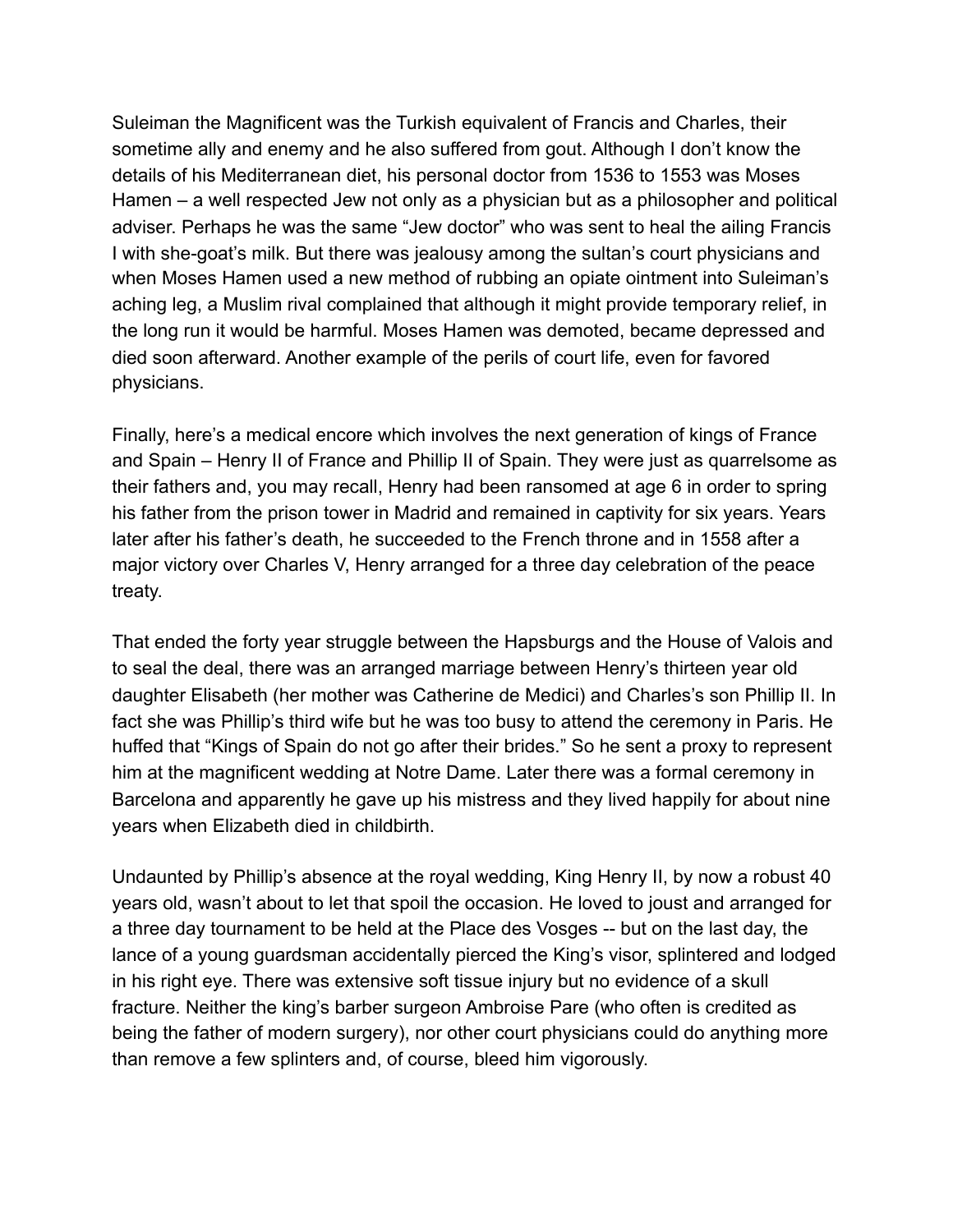Suleiman the Magnificent was the Turkish equivalent of Francis and Charles, their sometime ally and enemy and he also suffered from gout. Although I don't know the details of his Mediterranean diet, his personal doctor from 1536 to 1553 was Moses Hamen – a well respected Jew not only as a physician but as a philosopher and political adviser. Perhaps he was the same "Jew doctor" who was sent to heal the ailing Francis I with she-goat's milk. But there was jealousy among the sultan's court physicians and when Moses Hamen used a new method of rubbing an opiate ointment into Suleiman's aching leg, a Muslim rival complained that although it might provide temporary relief, in the long run it would be harmful. Moses Hamen was demoted, became depressed and died soon afterward. Another example of the perils of court life, even for favored physicians.

Finally, here's a medical encore which involves the next generation of kings of France and Spain – Henry II of France and Phillip II of Spain. They were just as quarrelsome as their fathers and, you may recall, Henry had been ransomed at age 6 in order to spring his father from the prison tower in Madrid and remained in captivity for six years. Years later after his father's death, he succeeded to the French throne and in 1558 after a major victory over Charles V, Henry arranged for a three day celebration of the peace treaty.

That ended the forty year struggle between the Hapsburgs and the House of Valois and to seal the deal, there was an arranged marriage between Henry's thirteen year old daughter Elisabeth (her mother was Catherine de Medici) and Charles's son Phillip II. In fact she was Phillip's third wife but he was too busy to attend the ceremony in Paris. He huffed that "Kings of Spain do not go after their brides." So he sent a proxy to represent him at the magnificent wedding at Notre Dame. Later there was a formal ceremony in Barcelona and apparently he gave up his mistress and they lived happily for about nine years when Elizabeth died in childbirth.

Undaunted by Phillip's absence at the royal wedding, King Henry II, by now a robust 40 years old, wasn't about to let that spoil the occasion. He loved to joust and arranged for a three day tournament to be held at the Place des Vosges -- but on the last day, the lance of a young guardsman accidentally pierced the King's visor, splintered and lodged in his right eye. There was extensive soft tissue injury but no evidence of a skull fracture. Neither the king's barber surgeon Ambroise Pare (who often is credited as being the father of modern surgery), nor other court physicians could do anything more than remove a few splinters and, of course, bleed him vigorously.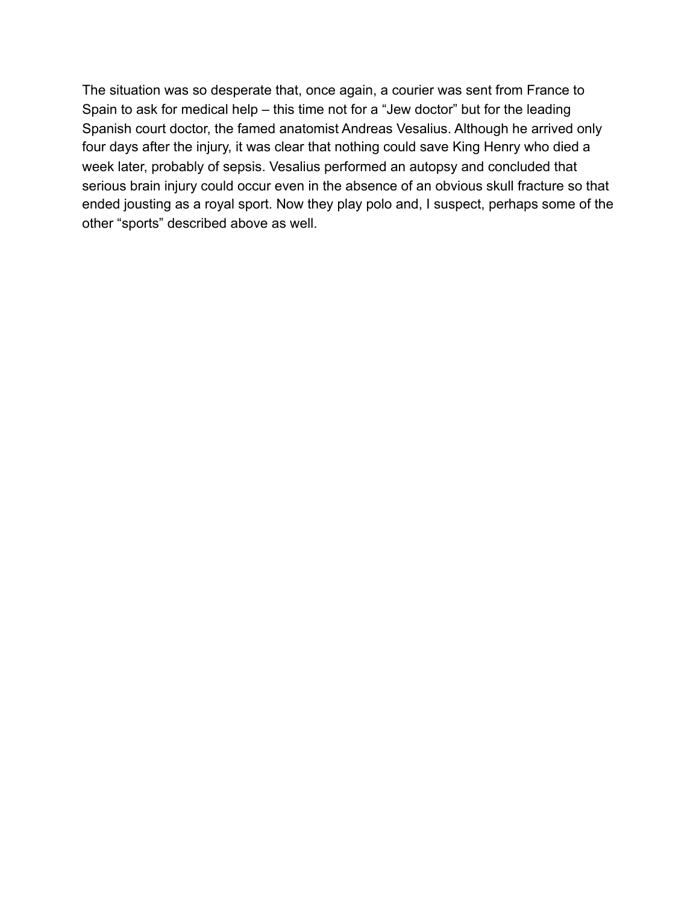The situation was so desperate that, once again, a courier was sent from France to Spain to ask for medical help – this time not for a “Jew doctor” but for the leading Spanish court doctor, the famed anatomist Andreas Vesalius. Although he arrived only four days after the injury, it was clear that nothing could save King Henry who died a week later, probably of sepsis. Vesalius performed an autopsy and concluded that serious brain injury could occur even in the absence of an obvious skull fracture so that ended jousting as a royal sport. Now they play polo and, I suspect, perhaps some of the other “sports” described above as well.